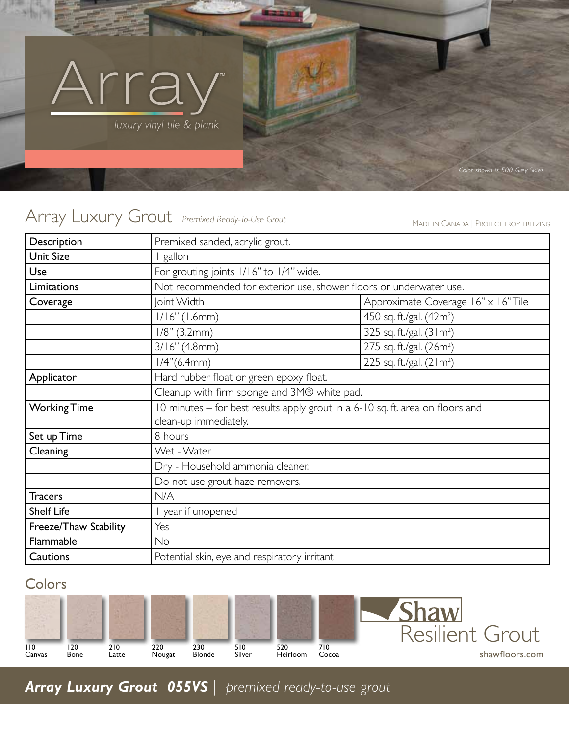# Array™

*luxury vinyl tile & plank*

*Color shown is 500 Grey Skies*

## Array Luxury Grout *Premixed Ready-To-Use Grout*

MADE IN CANADA | PROTECT FROM FREEZING

| Description | Premixed sanded, acrylic grout. | |
|---|---|---|
| Unit Size | 1 gallon | |
| Use | For grouting joints 1/16" to 1/4" wide. | |
| Limitations | Not recommended for exterior use, shower floors or underwater use. | |
| Coverage | Joint Width | Approximate Coverage 16" x 16" Tile |
| | 1/16" (1.6mm) | 450 sq. ft./gal. (42m²) |
| | 1/8" (3.2mm) | 325 sq. ft./gal. (31m²) |
| | 3/16" (4.8mm) | 275 sq. ft./gal. (26m²) |
| | 1/4" (6.4mm) | 225 sq. ft./gal. (21m²) |
| Applicator | Hard rubber float or green epoxy float. | |
| | Cleanup with firm sponge and 3M® white pad. | |
| Working Time | 10 minutes – for best results apply grout in a 6-10 sq. ft. area on floors and clean-up immediately. | |
| Set up Time | 8 hours | |
| Cleaning | Wet - Water | |
| | Dry - Household ammonia cleaner. | |
| | Do not use grout haze removers. | |
| Tracers | N/A | |
| Shelf Life | 1 year if unopened | |
| Freeze/Thaw Stability | Yes | |
| Flammable | No | |
| Cautions | Potential skin, eye and respiratory irritant | |

## Colors

110 Canvas, 120 Bone, 210 Latte, 220 Nougat, 230 Blonde, 510 Silver, 520 Heirloom, 710 Cocoa

Shaw Resilient Grout

shawfloors.com

***Array Luxury Grout 055VS*** | *premixed ready-to-use grout*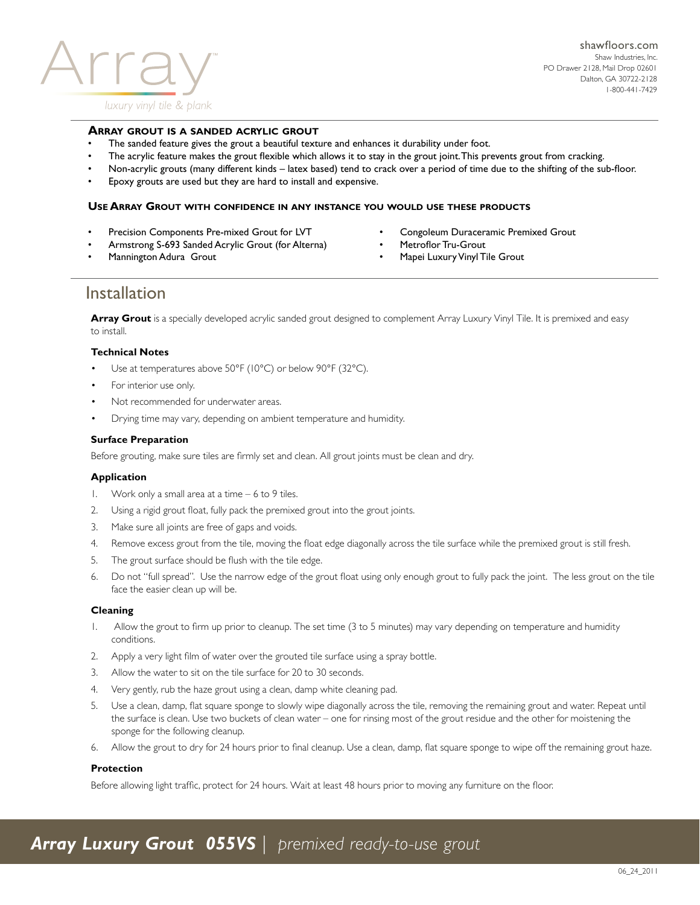# Array™

*luxury vinyl tile & plank*

shawfloors.com
Shaw Industries, Inc.
PO Drawer 2128, Mail Drop 02601
Dalton, GA 30722-2128
1-800-441-7429

### Array grout is a sanded acrylic grout

- The sanded feature gives the grout a beautiful texture and enhances it durability under foot.
- The acrylic feature makes the grout flexible which allows it to stay in the grout joint. This prevents grout from cracking.
- Non-acrylic grouts (many different kinds – latex based) tend to crack over a period of time due to the shifting of the sub-floor.
- Epoxy grouts are used but they are hard to install and expensive.

### Use Array Grout with confidence in any instance you would use these products

- Precision Components Pre-mixed Grout for LVT
- Armstrong S-693 Sanded Acrylic Grout (for Alterna)
- Mannington Adura Grout
- Congoleum Duraceramic Premixed Grout
- Metroflor Tru-Grout
- Mapei Luxury Vinyl Tile Grout

## Installation

**Array Grout** is a specially developed acrylic sanded grout designed to complement Array Luxury Vinyl Tile. It is premixed and easy to install.

### Technical Notes

- Use at temperatures above 50°F (10°C) or below 90°F (32°C).
- For interior use only.
- Not recommended for underwater areas.
- Drying time may vary, depending on ambient temperature and humidity.

### Surface Preparation

Before grouting, make sure tiles are firmly set and clean. All grout joints must be clean and dry.

### Application

1. Work only a small area at a time – 6 to 9 tiles.
2. Using a rigid grout float, fully pack the premixed grout into the grout joints.
3. Make sure all joints are free of gaps and voids.
4. Remove excess grout from the tile, moving the float edge diagonally across the tile surface while the premixed grout is still fresh.
5. The grout surface should be flush with the tile edge.
6. Do not "full spread". Use the narrow edge of the grout float using only enough grout to fully pack the joint. The less grout on the tile face the easier clean up will be.

### Cleaning

1. Allow the grout to firm up prior to cleanup. The set time (3 to 5 minutes) may vary depending on temperature and humidity conditions.
2. Apply a very light film of water over the grouted tile surface using a spray bottle.
3. Allow the water to sit on the tile surface for 20 to 30 seconds.
4. Very gently, rub the haze grout using a clean, damp white cleaning pad.
5. Use a clean, damp, flat square sponge to slowly wipe diagonally across the tile, removing the remaining grout and water. Repeat until the surface is clean. Use two buckets of clean water – one for rinsing most of the grout residue and the other for moistening the sponge for the following cleanup.
6. Allow the grout to dry for 24 hours prior to final cleanup. Use a clean, damp, flat square sponge to wipe off the remaining grout haze.

### Protection

Before allowing light traffic, protect for 24 hours. Wait at least 48 hours prior to moving any furniture on the floor.

***Array Luxury Grout 055VS*** | *premixed ready-to-use grout*

06_24_2011